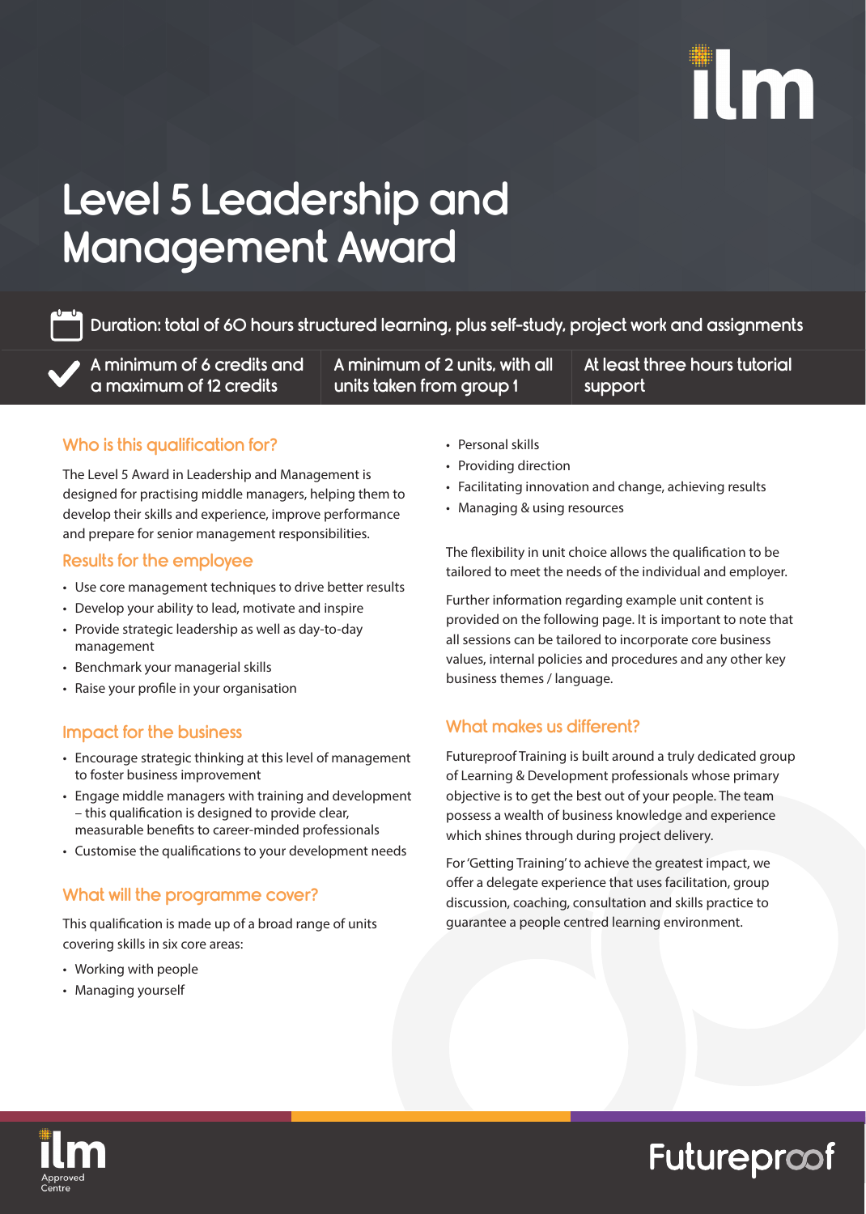# Level 5 Leadership and Management Award

Duration: total of 60 hours structured learning, plus self-study, project work and assignments

- A minimum of 6 credits and a maximum of 12 credits
- A minimum of 2 units, with all units taken from group 1
- At least three hours tutorial support

## Who is this qualification for?

The Level 5 Award in Leadership and Management is designed for practising middle managers, helping them to develop their skills and experience, improve performance and prepare for senior management responsibilities.

## Results for the employee

- Use core management techniques to drive better results
- Develop your ability to lead, motivate and inspire
- Provide strategic leadership as well as day-to-day management
- Benchmark your managerial skills
- Raise your profile in your organisation

## Impact for the business

- Encourage strategic thinking at this level of management to foster business improvement
- Engage middle managers with training and development – this qualification is designed to provide clear, measurable benefits to career-minded professionals
- Customise the qualifications to your development needs

## What will the programme cover?

This qualification is made up of a broad range of units covering skills in six core areas:

- Working with people
- Managing yourself
- Personal skills
- Providing direction
- Facilitating innovation and change, achieving results
- Managing & using resources

The flexibility in unit choice allows the qualification to be tailored to meet the needs of the individual and employer.

Further information regarding example unit content is provided on the following page. It is important to note that all sessions can be tailored to incorporate core business values, internal policies and procedures and any other key business themes / language.

## What makes us different?

Futureproof Training is built around a truly dedicated group of Learning & Development professionals whose primary objective is to get the best out of your people. The team possess a wealth of business knowledge and experience which shines through during project delivery.

For 'Getting Training' to achieve the greatest impact, we offer a delegate experience that uses facilitation, group discussion, coaching, consultation and skills practice to guarantee a people centred learning environment.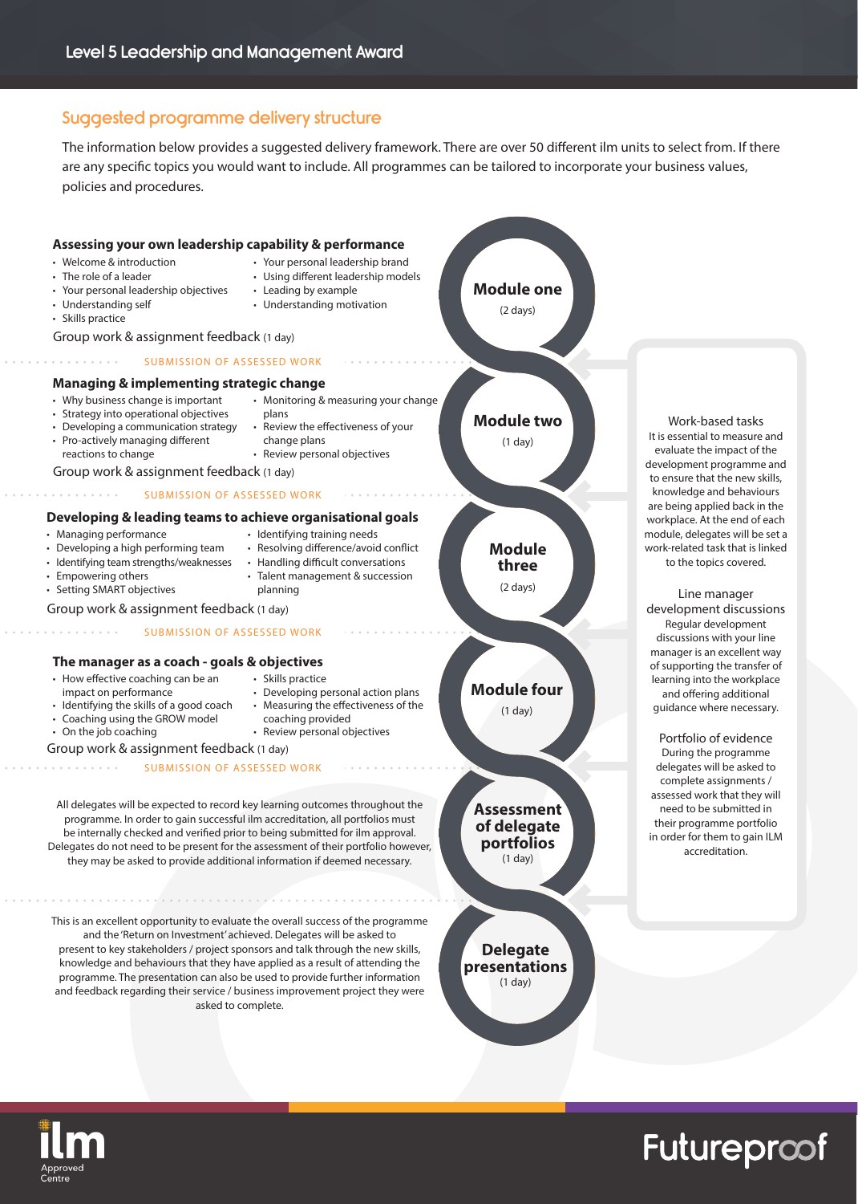# Level 5 Leadership and Management Award

## Suggested programme delivery structure

The information below provides a suggested delivery framework. There are over 50 different ilm units to select from. If there are any specific topics you would want to include. All programmes can be tailored to incorporate your business values, policies and procedures.

### Module one (2 days)

**Assessing your own leadership capability & performance**

- Welcome & introduction
- The role of a leader
- Your personal leadership objectives
- Understanding self
- Skills practice
- Your personal leadership brand
- Using different leadership models
- Leading by example
- Understanding motivation

Group work & assignment feedback (1 day)

SUBMISSION OF ASSESSED WORK

### Module two (1 day)

**Managing & implementing strategic change**

- Why business change is important
- Strategy into operational objectives
- Developing a communication strategy
- Pro-actively managing different reactions to change
- Monitoring & measuring your change plans
- Review the effectiveness of your change plans
- Review personal objectives

Group work & assignment feedback (1 day)

SUBMISSION OF ASSESSED WORK

### Module three (2 days)

**Developing & leading teams to achieve organisational goals**

- Managing performance
- Developing a high performing team
- Identifying team strengths/weaknesses
- Empowering others
- Setting SMART objectives
- Identifying training needs
- Resolving difference/avoid conflict
- Handling difficult conversations
- Talent management & succession planning

Group work & assignment feedback (1 day)

SUBMISSION OF ASSESSED WORK

### Module four (1 day)

**The manager as a coach - goals & objectives**

- How effective coaching can be an impact on performance
- Identifying the skills of a good coach
- Coaching using the GROW model
- On the job coaching
- Skills practice
- Developing personal action plans
- Measuring the effectiveness of the coaching provided
- Review personal objectives

Group work & assignment feedback (1 day)

SUBMISSION OF ASSESSED WORK

### Assessment of delegate portfolios (1 day)

All delegates will be expected to record key learning outcomes throughout the programme. In order to gain successful ilm accreditation, all portfolios must be internally checked and verified prior to being submitted for ilm approval. Delegates do not need to be present for the assessment of their portfolio however, they may be asked to provide additional information if deemed necessary.

### Delegate presentations (1 day)

This is an excellent opportunity to evaluate the overall success of the programme and the 'Return on Investment' achieved. Delegates will be asked to present to key stakeholders / project sponsors and talk through the new skills, knowledge and behaviours that they have applied as a result of attending the programme. The presentation can also be used to provide further information and feedback regarding their service / business improvement project they were asked to complete.

---

**Work-based tasks**
It is essential to measure and evaluate the impact of the development programme and to ensure that the new skills, knowledge and behaviours are being applied back in the workplace. At the end of each module, delegates will be set a work-related task that is linked to the topics covered.

**Line manager development discussions**
Regular development discussions with your line manager is an excellent way of supporting the transfer of learning into the workplace and offering additional guidance where necessary.

**Portfolio of evidence**
During the programme delegates will be asked to complete assignments / assessed work that they will need to be submitted in their programme portfolio in order for them to gain ILM accreditation.

ilm Approved Centre

Futureproof